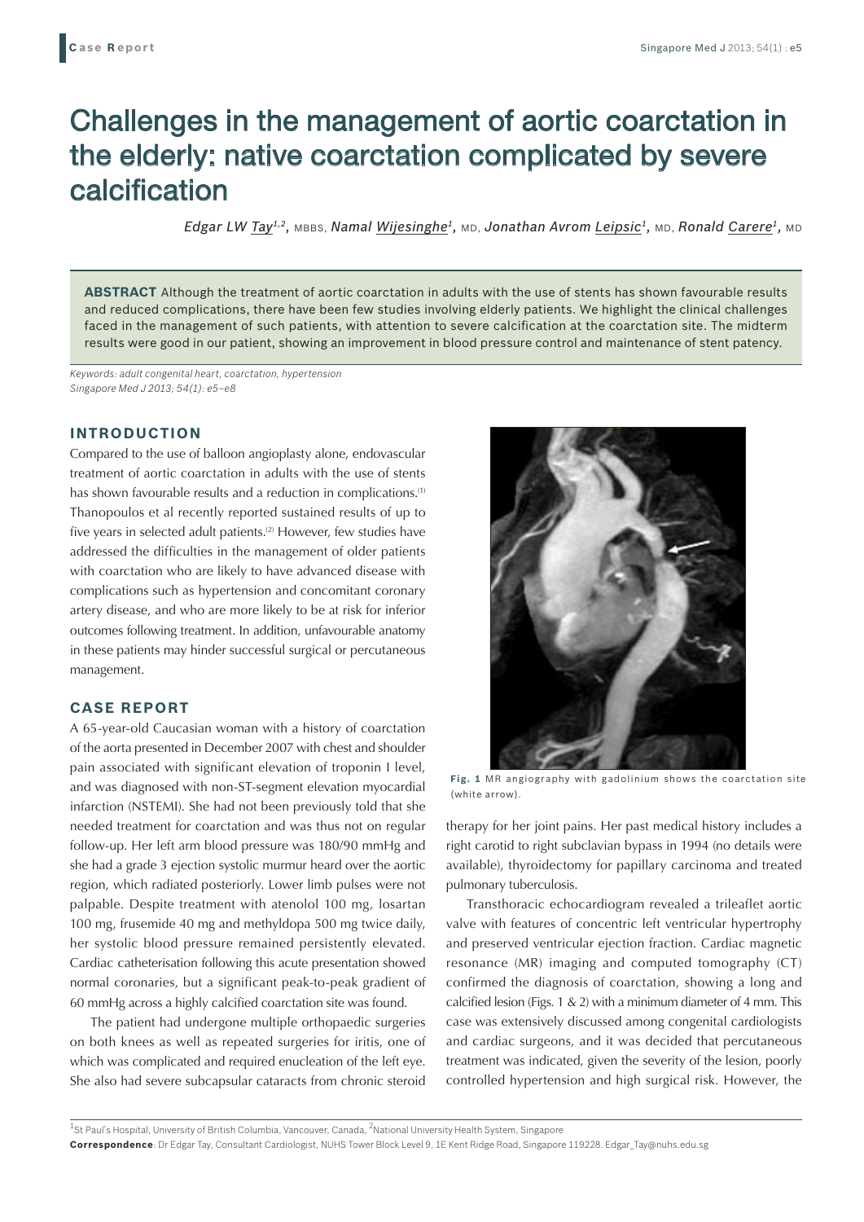Case Report

# Challenges in the management of aortic coarctation in the elderly: native coarctation complicated by severe calcification

*Edgar LW Tay*[1,2], MBBS, *Namal Wijesinghe*[1], MD, *Jonathan Avrom Leipsic*[1], MD, *Ronald Carere*[1], MD

**ABSTRACT** Although the treatment of aortic coarctation in adults with the use of stents has shown favourable results and reduced complications, there have been few studies involving elderly patients. We highlight the clinical challenges faced in the management of such patients, with attention to severe calcification at the coarctation site. The midterm results were good in our patient, showing an improvement in blood pressure control and maintenance of stent patency.

*Keywords: adult congenital heart, coarctation, hypertension*
*Singapore Med J 2013; 54(1): e5–e8*

## INTRODUCTION

Compared to the use of balloon angioplasty alone, endovascular treatment of aortic coarctation in adults with the use of stents has shown favourable results and a reduction in complications.[1] Thanopoulos et al recently reported sustained results of up to five years in selected adult patients.[2] However, few studies have addressed the difficulties in the management of older patients with coarctation who are likely to have advanced disease with complications such as hypertension and concomitant coronary artery disease, and who are more likely to be at risk for inferior outcomes following treatment. In addition, unfavourable anatomy in these patients may hinder successful surgical or percutaneous management.

## CASE REPORT

A 65-year-old Caucasian woman with a history of coarctation of the aorta presented in December 2007 with chest and shoulder pain associated with significant elevation of troponin I level, and was diagnosed with non-ST-segment elevation myocardial infarction (NSTEMI). She had not been previously told that she needed treatment for coarctation and was thus not on regular follow-up. Her left arm blood pressure was 180/90 mmHg and she had a grade 3 ejection systolic murmur heard over the aortic region, which radiated posteriorly. Lower limb pulses were not palpable. Despite treatment with atenolol 100 mg, losartan 100 mg, frusemide 40 mg and methyldopa 500 mg twice daily, her systolic blood pressure remained persistently elevated. Cardiac catheterisation following this acute presentation showed normal coronaries, but a significant peak-to-peak gradient of 60 mmHg across a highly calcified coarctation site was found.

The patient had undergone multiple orthopaedic surgeries on both knees as well as repeated surgeries for iritis, one of which was complicated and required enucleation of the left eye. She also had severe subcapsular cataracts from chronic steroid therapy for her joint pains. Her past medical history includes a right carotid to right subclavian bypass in 1994 (no details were available), thyroidectomy for papillary carcinoma and treated pulmonary tuberculosis.

**Fig. 1** MR angiography with gadolinium shows the coarctation site (white arrow).

Transthoracic echocardiogram revealed a trileaflet aortic valve with features of concentric left ventricular hypertrophy and preserved ventricular ejection fraction. Cardiac magnetic resonance (MR) imaging and computed tomography (CT) confirmed the diagnosis of coarctation, showing a long and calcified lesion (Figs. 1 & 2) with a minimum diameter of 4 mm. This case was extensively discussed among congenital cardiologists and cardiac surgeons, and it was decided that percutaneous treatment was indicated, given the severity of the lesion, poorly controlled hypertension and high surgical risk. However, the

[1]St Paul's Hospital, University of British Columbia, Vancouver, Canada, [2]National University Health System, Singapore

**Correspondence**: Dr Edgar Tay, Consultant Cardiologist, NUHS Tower Block Level 9, 1E Kent Ridge Road, Singapore 119228. Edgar_Tay@nuhs.edu.sg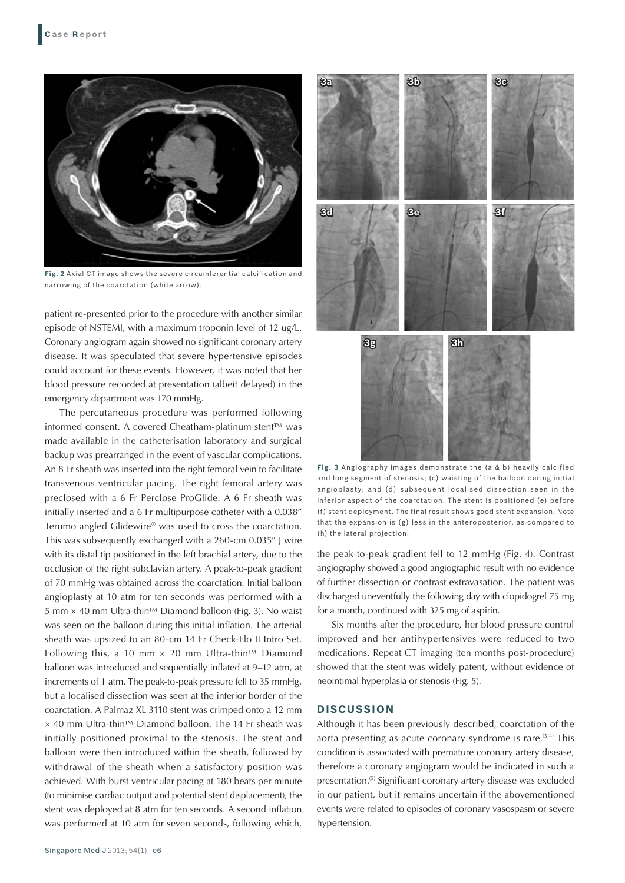Fig. 2 Axial CT image shows the severe circumferential calcification and narrowing of the coarctation (white arrow).

patient re-presented prior to the procedure with another similar episode of NSTEMI, with a maximum troponin level of 12 ug/L. Coronary angiogram again showed no significant coronary artery disease. It was speculated that severe hypertensive episodes could account for these events. However, it was noted that her blood pressure recorded at presentation (albeit delayed) in the emergency department was 170 mmHg.

The percutaneous procedure was performed following informed consent. A covered Cheatham-platinum stent™ was made available in the catheterisation laboratory and surgical backup was prearranged in the event of vascular complications. An 8 Fr sheath was inserted into the right femoral vein to facilitate transvenous ventricular pacing. The right femoral artery was preclosed with a 6 Fr Perclose ProGlide. A 6 Fr sheath was initially inserted and a 6 Fr multipurpose catheter with a 0.038″ Terumo angled Glidewire® was used to cross the coarctation. This was subsequently exchanged with a 260-cm 0.035″ J wire with its distal tip positioned in the left brachial artery, due to the occlusion of the right subclavian artery. A peak-to-peak gradient of 70 mmHg was obtained across the coarctation. Initial balloon angioplasty at 10 atm for ten seconds was performed with a 5 mm × 40 mm Ultra-thin™ Diamond balloon (Fig. 3). No waist was seen on the balloon during this initial inflation. The arterial sheath was upsized to an 80-cm 14 Fr Check-Flo II Intro Set. Following this, a 10 mm × 20 mm Ultra-thin™ Diamond balloon was introduced and sequentially inflated at 9–12 atm, at increments of 1 atm. The peak-to-peak pressure fell to 35 mmHg, but a localised dissection was seen at the inferior border of the coarctation. A Palmaz XL 3110 stent was crimped onto a 12 mm × 40 mm Ultra-thin™ Diamond balloon. The 14 Fr sheath was initially positioned proximal to the stenosis. The stent and balloon were then introduced within the sheath, followed by withdrawal of the sheath when a satisfactory position was achieved. With burst ventricular pacing at 180 beats per minute (to minimise cardiac output and potential stent displacement), the stent was deployed at 8 atm for ten seconds. A second inflation was performed at 10 atm for seven seconds, following which, the peak-to-peak gradient fell to 12 mmHg (Fig. 4). Contrast angiography showed a good angiographic result with no evidence of further dissection or contrast extravasation. The patient was discharged uneventfully the following day with clopidogrel 75 mg for a month, continued with 325 mg of aspirin.

Fig. 3 Angiography images demonstrate the (a & b) heavily calcified and long segment of stenosis; (c) waisting of the balloon during initial angioplasty; and (d) subsequent localised dissection seen in the inferior aspect of the coarctation. The stent is positioned (e) before (f) stent deployment. The final result shows good stent expansion. Note that the expansion is (g) less in the anteroposterior, as compared to (h) the lateral projection.

Six months after the procedure, her blood pressure control improved and her antihypertensives were reduced to two medications. Repeat CT imaging (ten months post-procedure) showed that the stent was widely patent, without evidence of neointimal hyperplasia or stenosis (Fig. 5).

## DISCUSSION

Although it has been previously described, coarctation of the aorta presenting as acute coronary syndrome is rare.[3,4] This condition is associated with premature coronary artery disease, therefore a coronary angiogram would be indicated in such a presentation.[5] Significant coronary artery disease was excluded in our patient, but it remains uncertain if the abovementioned events were related to episodes of coronary vasospasm or severe hypertension.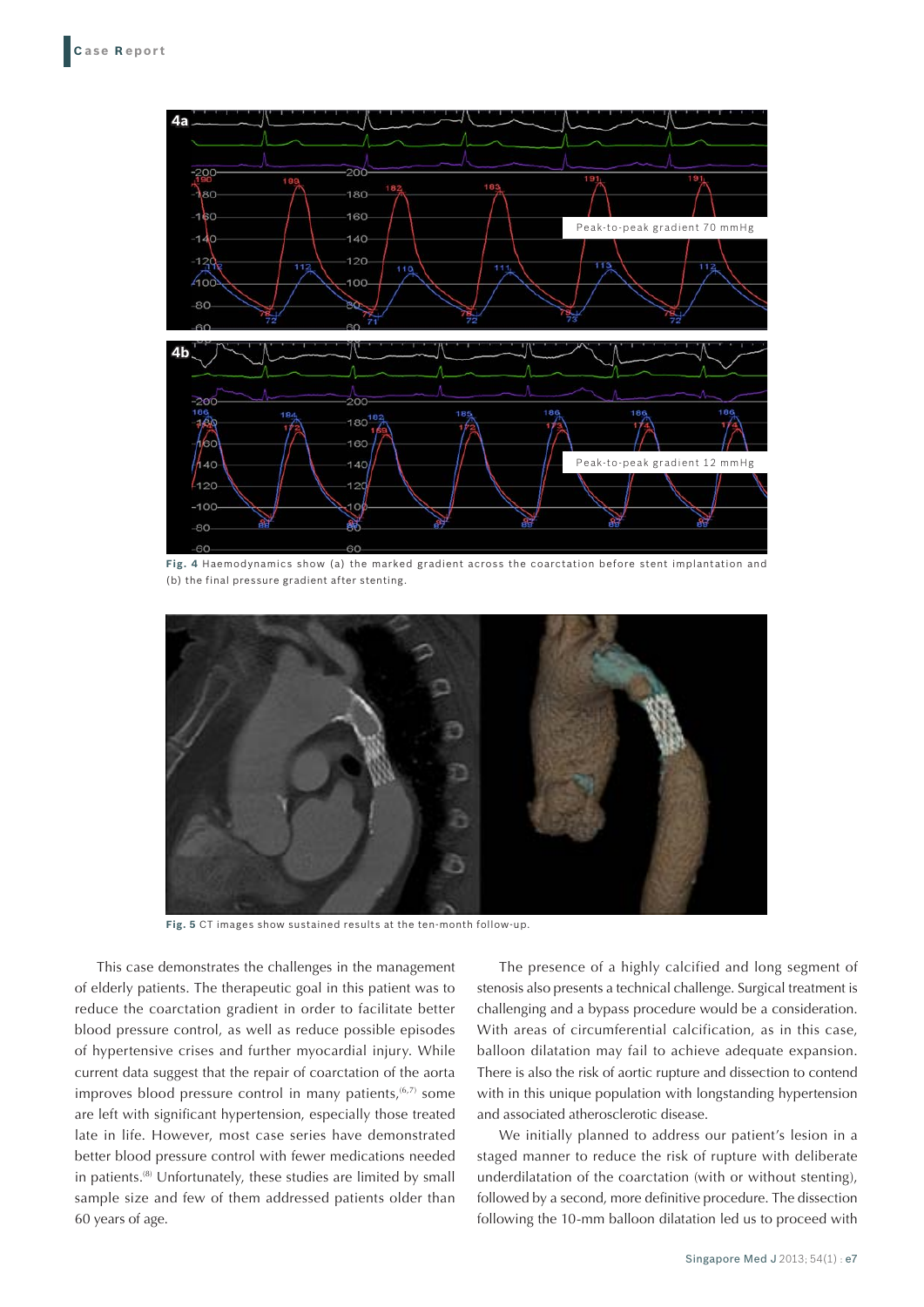Fig. 4 Haemodynamics show (a) the marked gradient across the coarctation before stent implantation and (b) the final pressure gradient after stenting.

Fig. 5 CT images show sustained results at the ten-month follow-up.

This case demonstrates the challenges in the management of elderly patients. The therapeutic goal in this patient was to reduce the coarctation gradient in order to facilitate better blood pressure control, as well as reduce possible episodes of hypertensive crises and further myocardial injury. While current data suggest that the repair of coarctation of the aorta improves blood pressure control in many patients,[6,7] some are left with significant hypertension, especially those treated late in life. However, most case series have demonstrated better blood pressure control with fewer medications needed in patients.[8] Unfortunately, these studies are limited by small sample size and few of them addressed patients older than 60 years of age.

The presence of a highly calcified and long segment of stenosis also presents a technical challenge. Surgical treatment is challenging and a bypass procedure would be a consideration. With areas of circumferential calcification, as in this case, balloon dilatation may fail to achieve adequate expansion. There is also the risk of aortic rupture and dissection to contend with in this unique population with longstanding hypertension and associated atherosclerotic disease.

We initially planned to address our patient's lesion in a staged manner to reduce the risk of rupture with deliberate underdilatation of the coarctation (with or without stenting), followed by a second, more definitive procedure. The dissection following the 10-mm balloon dilatation led us to proceed with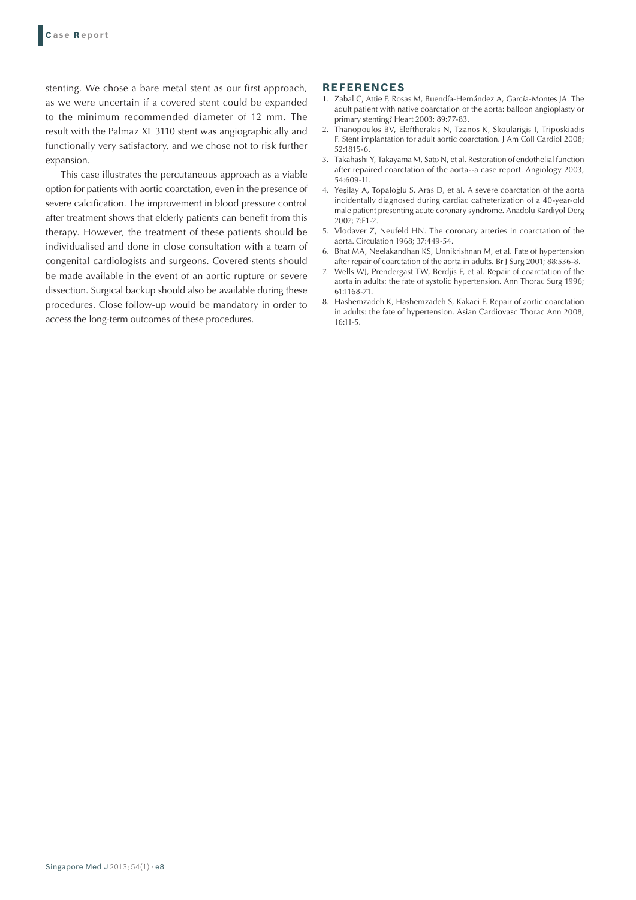stenting. We chose a bare metal stent as our first approach, as we were uncertain if a covered stent could be expanded to the minimum recommended diameter of 12 mm. The result with the Palmaz XL 3110 stent was angiographically and functionally very satisfactory, and we chose not to risk further expansion.

This case illustrates the percutaneous approach as a viable option for patients with aortic coarctation, even in the presence of severe calcification. The improvement in blood pressure control after treatment shows that elderly patients can benefit from this therapy. However, the treatment of these patients should be individualised and done in close consultation with a team of congenital cardiologists and surgeons. Covered stents should be made available in the event of an aortic rupture or severe dissection. Surgical backup should also be available during these procedures. Close follow-up would be mandatory in order to access the long-term outcomes of these procedures.

## REFERENCES

1. Zabal C, Attie F, Rosas M, Buendía-Hernández A, García-Montes JA. The adult patient with native coarctation of the aorta: balloon angioplasty or primary stenting? Heart 2003; 89:77-83.
2. Thanopoulos BV, Eleftherakis N, Tzanos K, Skoularigis I, Triposkiadis F. Stent implantation for adult aortic coarctation. J Am Coll Cardiol 2008; 52:1815-6.
3. Takahashi Y, Takayama M, Sato N, et al. Restoration of endothelial function after repaired coarctation of the aorta--a case report. Angiology 2003; 54:609-11.
4. Yeşilay A, Topaloğlu S, Aras D, et al. A severe coarctation of the aorta incidentally diagnosed during cardiac catheterization of a 40-year-old male patient presenting acute coronary syndrome. Anadolu Kardiyol Derg 2007; 7:E1-2.
5. Vlodaver Z, Neufeld HN. The coronary arteries in coarctation of the aorta. Circulation 1968; 37:449-54.
6. Bhat MA, Neelakandhan KS, Unnikrishnan M, et al. Fate of hypertension after repair of coarctation of the aorta in adults. Br J Surg 2001; 88:536-8.
7. Wells WJ, Prendergast TW, Berdjis F, et al. Repair of coarctation of the aorta in adults: the fate of systolic hypertension. Ann Thorac Surg 1996; 61:1168-71.
8. Hashemzadeh K, Hashemzadeh S, Kakaei F. Repair of aortic coarctation in adults: the fate of hypertension. Asian Cardiovasc Thorac Ann 2008; 16:11-5.